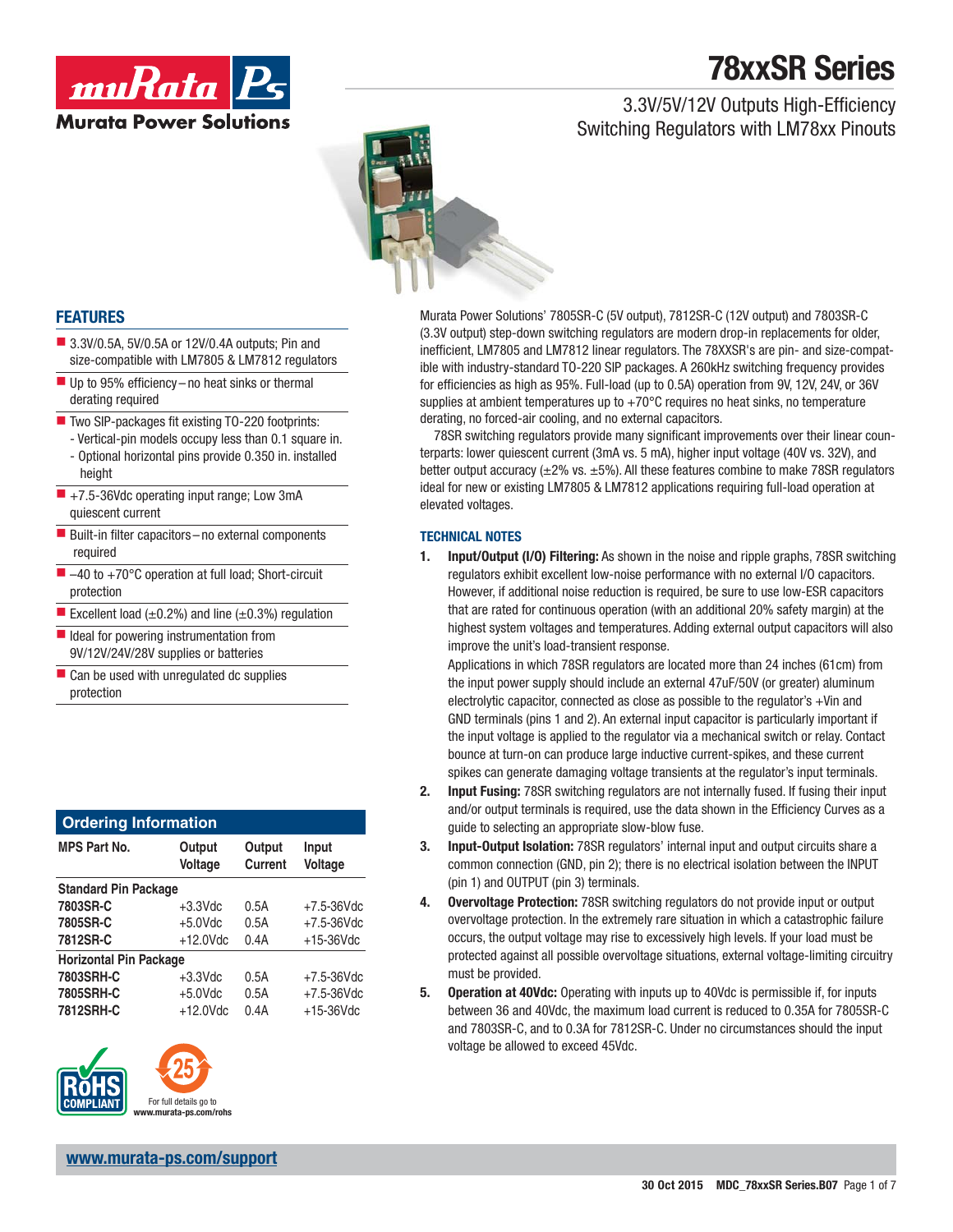# 78xxSR Series

## 3.3V/5V/12V Outputs High-Efficiency Switching Regulators with LM78xx Pinouts

## FEATURES

- 3.3V/0.5A, 5V/0.5A or 12V/0.4A outputs; Pin and size-compatible with LM7805 & LM7812 regulators
- Up to 95% efficiency – no heat sinks or thermal derating required
- Two SIP-packages fit existing TO-220 footprints:
  - Vertical-pin models occupy less than 0.1 square in.
  - Optional horizontal pins provide 0.350 in. installed height
- +7.5-36Vdc operating input range; Low 3mA quiescent current
- Built-in filter capacitors – no external components required
- –40 to +70°C operation at full load; Short-circuit protection
- Excellent load (±0.2%) and line (±0.3%) regulation
- Ideal for powering instrumentation from 9V/12V/24V/28V supplies or batteries
- Can be used with unregulated dc supplies protection

Murata Power Solutions' 7805SR-C (5V output), 7812SR-C (12V output) and 7803SR-C (3.3V output) step-down switching regulators are modern drop-in replacements for older, inefficient, LM7805 and LM7812 linear regulators. The 78XXSR's are pin- and size-compatible with industry-standard TO-220 SIP packages. A 260kHz switching frequency provides for efficiencies as high as 95%. Full-load (up to 0.5A) operation from 9V, 12V, 24V, or 36V supplies at ambient temperatures up to +70°C requires no heat sinks, no temperature derating, no forced-air cooling, and no external capacitors.

78SR switching regulators provide many significant improvements over their linear counterparts: lower quiescent current (3mA vs. 5 mA), higher input voltage (40V vs. 32V), and better output accuracy (±2% vs. ±5%). All these features combine to make 78SR regulators ideal for new or existing LM7805 & LM7812 applications requiring full-load operation at elevated voltages.

### TECHNICAL NOTES

1. **Input/Output (I/O) Filtering:** As shown in the noise and ripple graphs, 78SR switching regulators exhibit excellent low-noise performance with no external I/O capacitors. However, if additional noise reduction is required, be sure to use low-ESR capacitors that are rated for continuous operation (with an additional 20% safety margin) at the highest system voltages and temperatures. Adding external output capacitors will also improve the unit's load-transient response.

   Applications in which 78SR regulators are located more than 24 inches (61cm) from the input power supply should include an external 47uF/50V (or greater) aluminum electrolytic capacitor, connected as close as possible to the regulator's +Vin and GND terminals (pins 1 and 2). An external input capacitor is particularly important if the input voltage is applied to the regulator via a mechanical switch or relay. Contact bounce at turn-on can produce large inductive current-spikes, and these current spikes can generate damaging voltage transients at the regulator's input terminals.
2. **Input Fusing:** 78SR switching regulators are not internally fused. If fusing their input and/or output terminals is required, use the data shown in the Efficiency Curves as a guide to selecting an appropriate slow-blow fuse.
3. **Input-Output Isolation:** 78SR regulators' internal input and output circuits share a common connection (GND, pin 2); there is no electrical isolation between the INPUT (pin 1) and OUTPUT (pin 3) terminals.
4. **Overvoltage Protection:** 78SR switching regulators do not provide input or output overvoltage protection. In the extremely rare situation in which a catastrophic failure occurs, the output voltage may rise to excessively high levels. If your load must be protected against all possible overvoltage situations, external voltage-limiting circuitry must be provided.
5. **Operation at 40Vdc:** Operating with inputs up to 40Vdc is permissible if, for inputs between 36 and 40Vdc, the maximum load current is reduced to 0.35A for 7805SR-C and 7803SR-C, and to 0.3A for 7812SR-C. Under no circumstances should the input voltage be allowed to exceed 45Vdc.

### Ordering Information

| MPS Part No. | Output Voltage | Output Current | Input Voltage |
|---|---|---|---|
| **Standard Pin Package** | | | |
| **7803SR-C** | +3.3Vdc | 0.5A | +7.5-36Vdc |
| **7805SR-C** | +5.0Vdc | 0.5A | +7.5-36Vdc |
| **7812SR-C** | +12.0Vdc | 0.4A | +15-36Vdc |
| **Horizontal Pin Package** | | | |
| **7803SRH-C** | +3.3Vdc | 0.5A | +7.5-36Vdc |
| **7805SRH-C** | +5.0Vdc | 0.5A | +7.5-36Vdc |
| **7812SRH-C** | +12.0Vdc | 0.4A | +15-36Vdc |

RoHS COMPLIANT

For full details go to www.murata-ps.com/rohs

www.murata-ps.com/support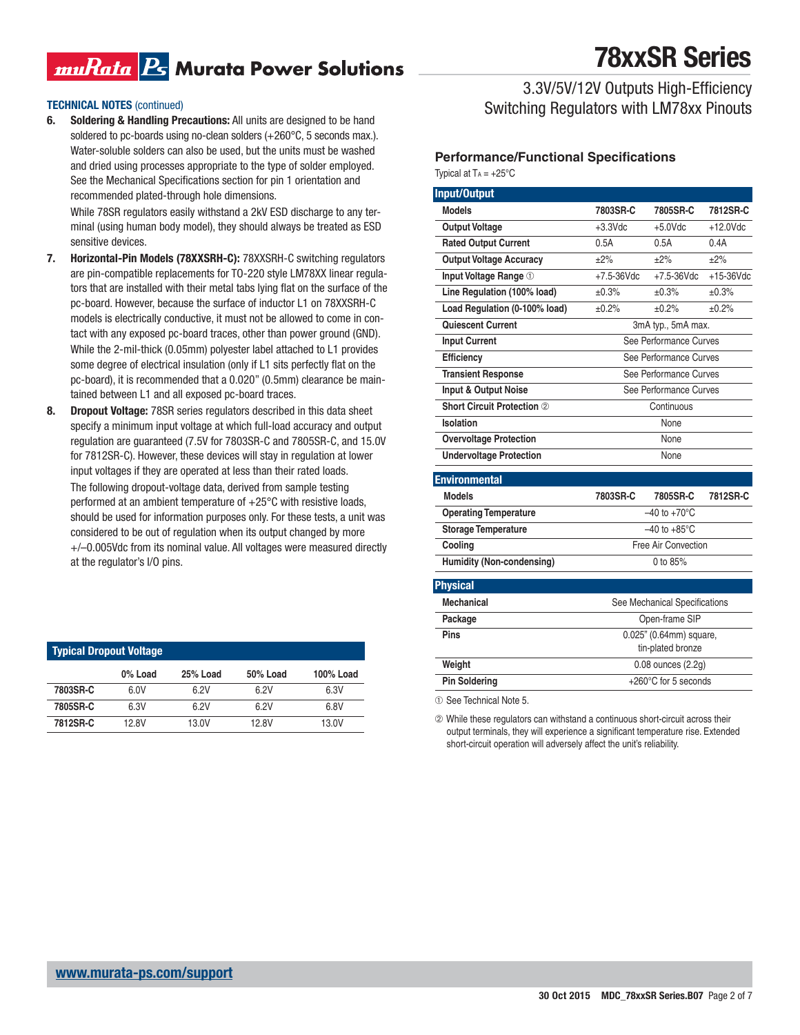# 78xxSR Series

3.3V/5V/12V Outputs High-Efficiency Switching Regulators with LM78xx Pinouts

**TECHNICAL NOTES** (continued)

6. **Soldering & Handling Precautions:** All units are designed to be hand soldered to pc-boards using no-clean solders (+260°C, 5 seconds max.). Water-soluble solders can also be used, but the units must be washed and dried using processes appropriate to the type of solder employed. See the Mechanical Specifications section for pin 1 orientation and recommended plated-through hole dimensions.

   While 78SR regulators easily withstand a 2kV ESD discharge to any terminal (using human body model), they should always be treated as ESD sensitive devices.

7. **Horizontal-Pin Models (78XXSRH-C):** 78XXSRH-C switching regulators are pin-compatible replacements for TO-220 style LM78XX linear regulators that are installed with their metal tabs lying flat on the surface of the pc-board. However, because the surface of inductor L1 on 78XXSRH-C models is electrically conductive, it must not be allowed to come in contact with any exposed pc-board traces, other than power ground (GND). While the 2-mil-thick (0.05mm) polyester label attached to L1 provides some degree of electrical insulation (only if L1 sits perfectly flat on the pc-board), it is recommended that a 0.020" (0.5mm) clearance be maintained between L1 and all exposed pc-board traces.

8. **Dropout Voltage:** 78SR series regulators described in this data sheet specify a minimum input voltage at which full-load accuracy and output regulation are guaranteed (7.5V for 7803SR-C and 7805SR-C, and 15.0V for 7812SR-C). However, these devices will stay in regulation at lower input voltages if they are operated at less than their rated loads.

   The following dropout-voltage data, derived from sample testing performed at an ambient temperature of +25°C with resistive loads, should be used for information purposes only. For these tests, a unit was considered to be out of regulation when its output changed by more +/–0.005Vdc from its nominal value. All voltages were measured directly at the regulator's I/O pins.

**Typical Dropout Voltage**

| | 0% Load | 25% Load | 50% Load | 100% Load |
|---|---|---|---|---|
| 7803SR-C | 6.0V | 6.2V | 6.2V | 6.3V |
| 7805SR-C | 6.3V | 6.2V | 6.2V | 6.8V |
| 7812SR-C | 12.8V | 13.0V | 12.8V | 13.0V |

## Performance/Functional Specifications

Typical at $T_A$ = +25°C

| Input/Output | | | |
|---|---|---|---|
| **Models** | **7803SR-C** | **7805SR-C** | **7812SR-C** |
| **Output Voltage** | +3.3Vdc | +5.0Vdc | +12.0Vdc |
| **Rated Output Current** | 0.5A | 0.5A | 0.4A |
| **Output Voltage Accuracy** | ±2% | ±2% | ±2% |
| **Input Voltage Range** ① | +7.5-36Vdc | +7.5-36Vdc | +15-36Vdc |
| **Line Regulation (100% load)** | ±0.3% | ±0.3% | ±0.3% |
| **Load Regulation (0-100% load)** | ±0.2% | ±0.2% | ±0.2% |
| **Quiescent Current** | 3mA typ., 5mA max. | | |
| **Input Current** | See Performance Curves | | |
| **Efficiency** | See Performance Curves | | |
| **Transient Response** | See Performance Curves | | |
| **Input & Output Noise** | See Performance Curves | | |
| **Short Circuit Protection** ② | Continuous | | |
| **Isolation** | None | | |
| **Overvoltage Protection** | None | | |
| **Undervoltage Protection** | None | | |

| Environmental | | | |
|---|---|---|---|
| **Models** | **7803SR-C** | **7805SR-C** | **7812SR-C** |
| **Operating Temperature** | –40 to +70°C | | |
| **Storage Temperature** | –40 to +85°C | | |
| **Cooling** | Free Air Convection | | |
| **Humidity (Non-condensing)** | 0 to 85% | | |

| Physical | |
|---|---|
| **Mechanical** | See Mechanical Specifications |
| **Package** | Open-frame SIP |
| **Pins** | 0.025" (0.64mm) square, tin-plated bronze |
| **Weight** | 0.08 ounces (2.2g) |
| **Pin Soldering** | +260°C for 5 seconds |

① See Technical Note 5.

② While these regulators can withstand a continuous short-circuit across their output terminals, they will experience a significant temperature rise. Extended short-circuit operation will adversely affect the unit's reliability.

www.murata-ps.com/support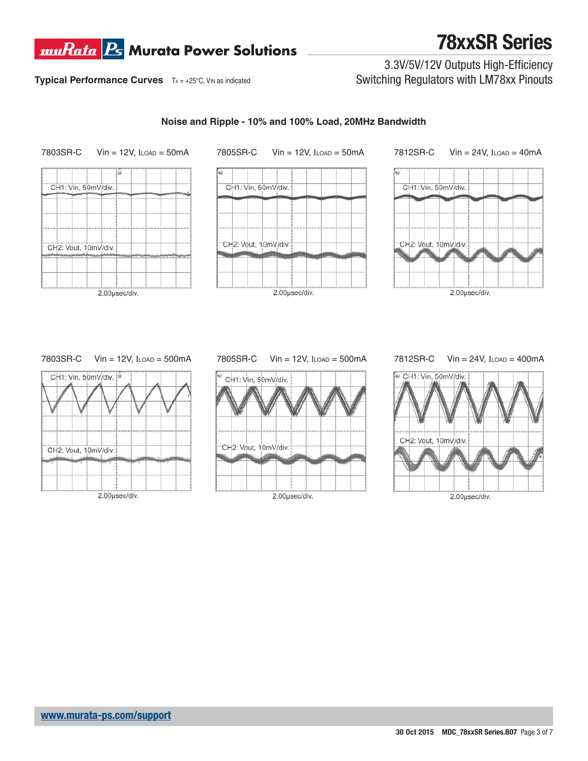## Typical Performance Curves

$T_A$ = +25°C, $V_{IN}$ as indicated

### Noise and Ripple - 10% and 100% Load, 20MHz Bandwidth

7803SR-C Vin = 12V, $I_{LOAD}$ = 50mA

CH1: Vin, 50mV/div.

CH2: Vout, 10mV/div.

2.00µsec/div.

7805SR-C Vin = 12V, $I_{LOAD}$ = 50mA

CH1: Vin, 50mV/div.

CH2: Vout, 10mV/div.

2.00µsec/div.

7812SR-C Vin = 24V, $I_{LOAD}$ = 40mA

CH1: Vin, 50mV/div.

CH2: Vout, 10mV/div.

2.00µsec/div.

7803SR-C Vin = 12V, $I_{LOAD}$ = 500mA

CH1: Vin, 50mV/div.

CH2: Vout, 10mV/div.

2.00µsec/div.

7805SR-C Vin = 12V, $I_{LOAD}$ = 500mA

CH1: Vin, 50mV/div.

CH2: Vout, 10mV/div.

2.00µsec/div.

7812SR-C Vin = 24V, $I_{LOAD}$ = 400mA

CH1: Vin, 50mV/div.

CH2: Vout, 10mV/div.

2.00µsec/div.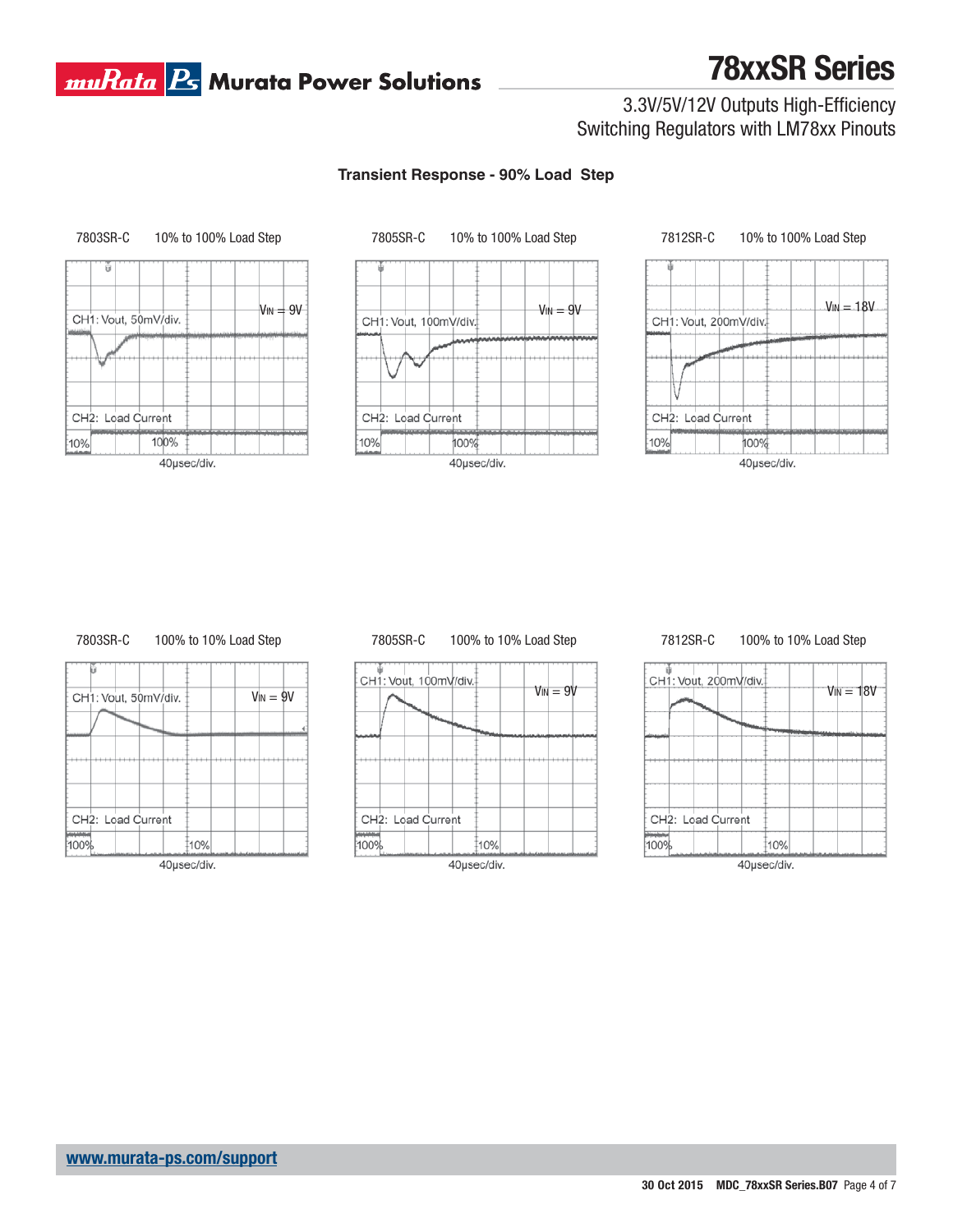## Transient Response - 90% Load Step

7803SR-C 10% to 100% Load Step

CH1: Vout, 50mV/div.

$V_{IN}$ = 9V

CH2: Load Current

10% 100%

40µsec/div.

7805SR-C 10% to 100% Load Step

CH1: Vout, 100mV/div.

$V_{IN}$ = 9V

CH2: Load Current

10% 100%

40µsec/div.

7812SR-C 10% to 100% Load Step

CH1: Vout, 200mV/div.

$V_{IN}$ = 18V

CH2: Load Current

10% 100%

40µsec/div.

7803SR-C 100% to 10% Load Step

CH1: Vout, 50mV/div.

$V_{IN}$ = 9V

CH2: Load Current

100% 10%

40µsec/div.

7805SR-C 100% to 10% Load Step

CH1: Vout, 100mV/div.

$V_{IN}$ = 9V

CH2: Load Current

100% 10%

40µsec/div.

7812SR-C 100% to 10% Load Step

CH1: Vout, 200mV/div.

$V_{IN}$ = 18V

CH2: Load Current

100% 10%

40µsec/div.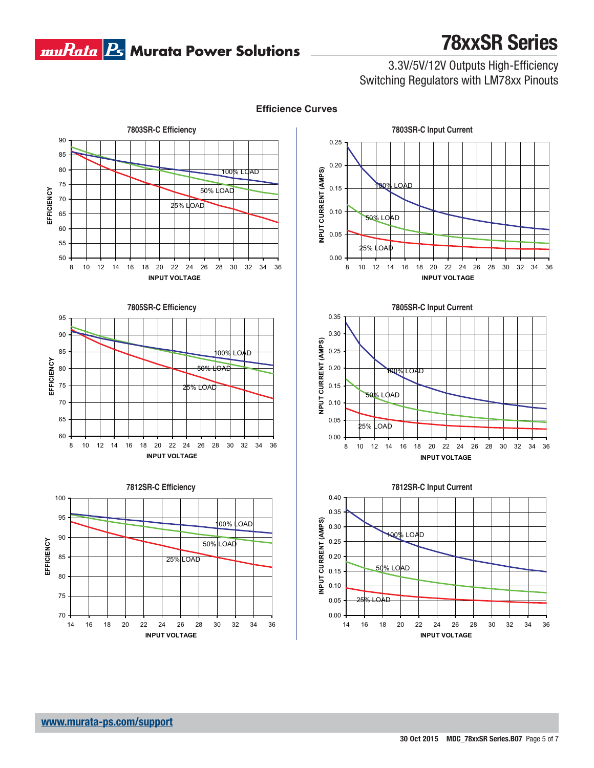## Efficience Curves

**7803SR-C Efficiency**

EFFICIENCY vs. INPUT VOLTAGE — 100% LOAD, 50% LOAD, 25% LOAD

**7803SR-C Input Current**

INPUT CURRENT (AMPS) vs. INPUT VOLTAGE — 100% LOAD, 50% LOAD, 25% LOAD

**7805SR-C Efficiency**

EFFICIENCY vs. INPUT VOLTAGE — 100% LOAD, 50% LOAD, 25% LOAD

**7805SR-C Input Current**

NPUT CURRENT (AMPS) vs. INPUT VOLTAGE — 100% LOAD, 50% LOAD, 25% LOAD

**7812SR-C Efficiency**

EFFICIENCY vs. INPUT VOLTAGE — 100% LOAD, 50% LOAD, 25% LOAD

**7812SR-C Input Current**

INPUT CURRENT (AMPS) vs. INPUT VOLTAGE — 100% LOAD, 50% LOAD, 25% LOAD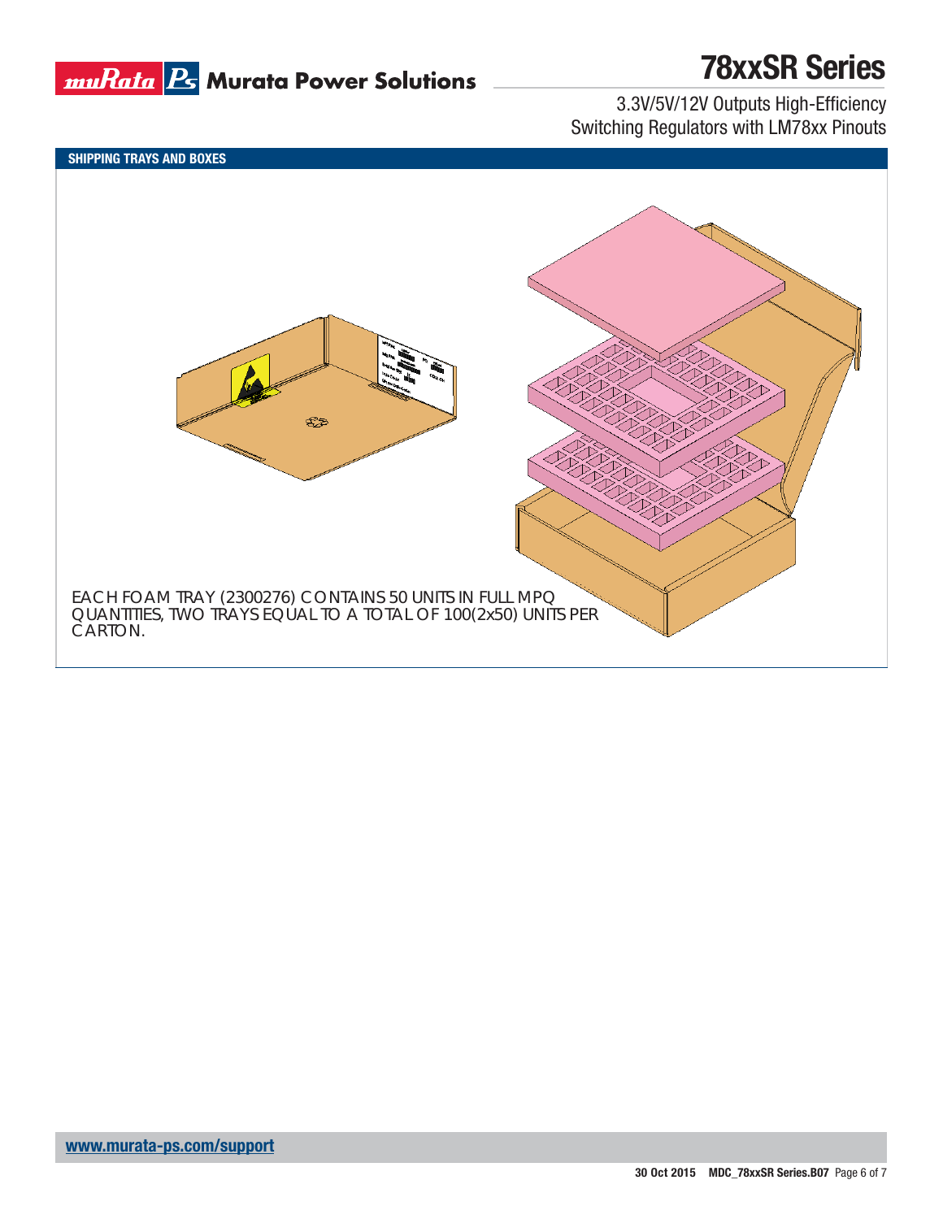## SHIPPING TRAYS AND BOXES

EACH FOAM TRAY (2300276) CONTAINS 50 UNITS IN FULL MPQ QUANTITIES, TWO TRAYS EQUAL TO A TOTAL OF 100(2x50) UNITS PER CARTON.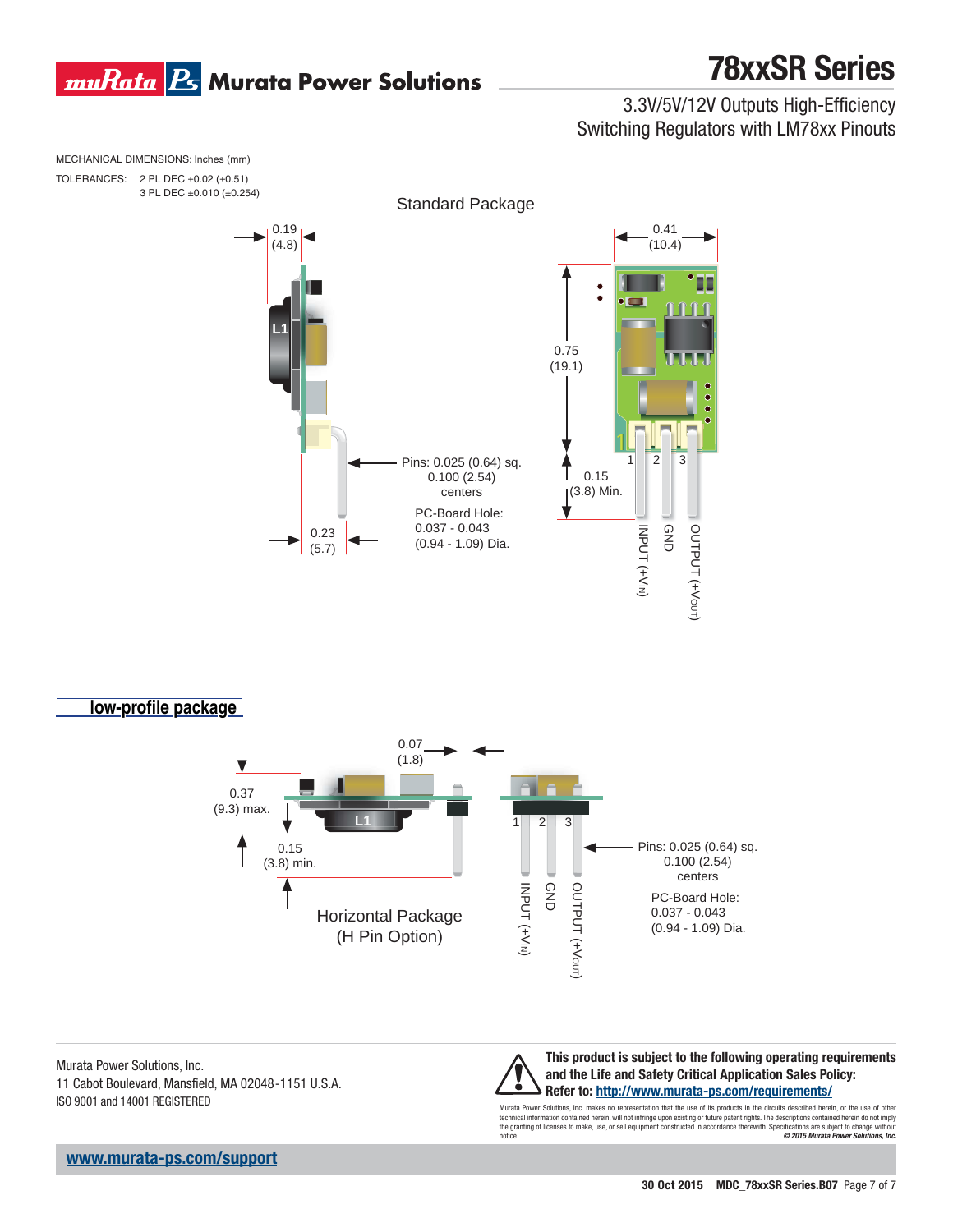MECHANICAL DIMENSIONS: Inches (mm)

TOLERANCES: 2 PL DEC ±0.02 (±0.51)
3 PL DEC ±0.010 (±0.254)

## Standard Package

0.19
(4.8)

0.41
(10.4)

0.75
(19.1)

0.15
(3.8) Min.

0.23
(5.7)

Pins: 0.025 (0.64) sq.
0.100 (2.54)
centers

PC-Board Hole:
0.037 - 0.043
(0.94 - 1.09) Dia.

1 2 3

INPUT (+$V_{IN}$)
GND
OUTPUT (+$V_{OUT}$)

## low-profile package

0.07
(1.8)

0.37
(9.3) max.

0.15
(3.8) min.

Horizontal Package
(H Pin Option)

1 2 3

INPUT (+$V_{IN}$)
GND
OUTPUT (+$V_{OUT}$)

Pins: 0.025 (0.64) sq.
0.100 (2.54)
centers

PC-Board Hole:
0.037 - 0.043
(0.94 - 1.09) Dia.

Murata Power Solutions, Inc.
11 Cabot Boulevard, Mansfield, MA 02048-1151 U.S.A.
ISO 9001 and 14001 REGISTERED

**This product is subject to the following operating requirements and the Life and Safety Critical Application Sales Policy:**
**Refer to: http://www.murata-ps.com/requirements/**

Murata Power Solutions, Inc. makes no representation that the use of its products in the circuits described herein, or the use of other technical information contained herein, will not infringe upon existing or future patent rights. The descriptions contained herein do not imply the granting of licenses to make, use, or sell equipment constructed in accordance therewith. Specifications are subject to change without notice. *© 2015 Murata Power Solutions, Inc.*

**www.murata-ps.com/support**